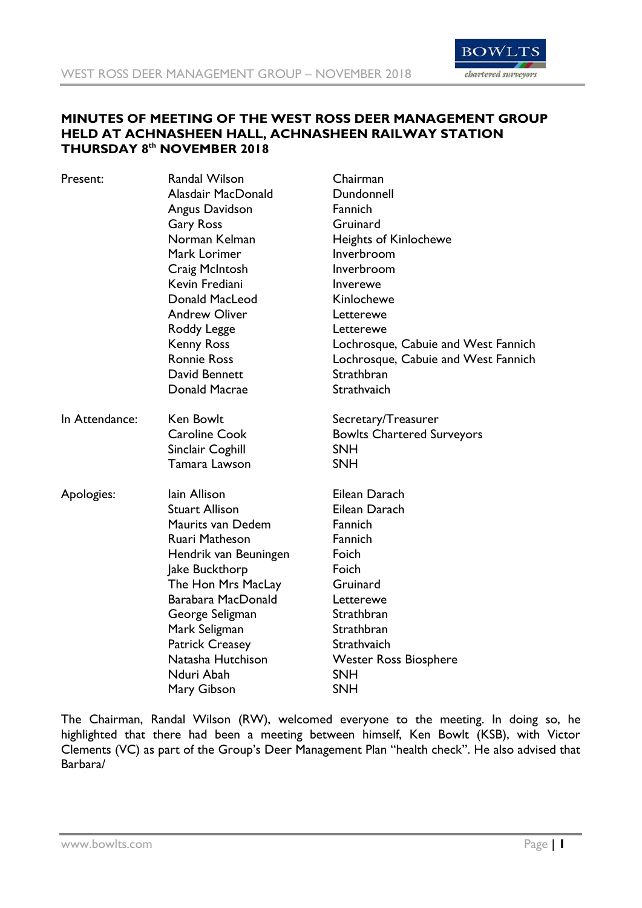**MINUTES OF MEETING OF THE WEST ROSS DEER MANAGEMENT GROUP HELD AT ACHNASHEEN HALL, ACHNASHEEN RAILWAY STATION THURSDAY 8th NOVEMBER 2018**

| | | |
|---|---|---|
| Present: | Randal Wilson | Chairman |
| | Alasdair MacDonald | Dundonnell |
| | Angus Davidson | Fannich |
| | Gary Ross | Gruinard |
| | Norman Kelman | Heights of Kinlochewe |
| | Mark Lorimer | Inverbroom |
| | Craig McIntosh | Inverbroom |
| | Kevin Frediani | Inverewe |
| | Donald MacLeod | Kinlochewe |
| | Andrew Oliver | Letterewe |
| | Roddy Legge | Letterewe |
| | Kenny Ross | Lochrosque, Cabuie and West Fannich |
| | Ronnie Ross | Lochrosque, Cabuie and West Fannich |
| | David Bennett | Strathbran |
| | Donald Macrae | Strathvaich |
| In Attendance: | Ken Bowlt | Secretary/Treasurer |
| | Caroline Cook | Bowlts Chartered Surveyors |
| | Sinclair Coghill | SNH |
| | Tamara Lawson | SNH |
| Apologies: | Iain Allison | Eilean Darach |
| | Stuart Allison | Eilean Darach |
| | Maurits van Dedem | Fannich |
| | Ruari Matheson | Fannich |
| | Hendrik van Beuningen | Foich |
| | Jake Buckthorp | Foich |
| | The Hon Mrs MacLay | Gruinard |
| | Barabara MacDonald | Letterewe |
| | George Seligman | Strathbran |
| | Mark Seligman | Strathbran |
| | Patrick Creasey | Strathvaich |
| | Natasha Hutchison | Wester Ross Biosphere |
| | Nduri Abah | SNH |
| | Mary Gibson | SNH |

The Chairman, Randal Wilson (RW), welcomed everyone to the meeting. In doing so, he highlighted that there had been a meeting between himself, Ken Bowlt (KSB), with Victor Clements (VC) as part of the Group's Deer Management Plan "health check". He also advised that Barbara/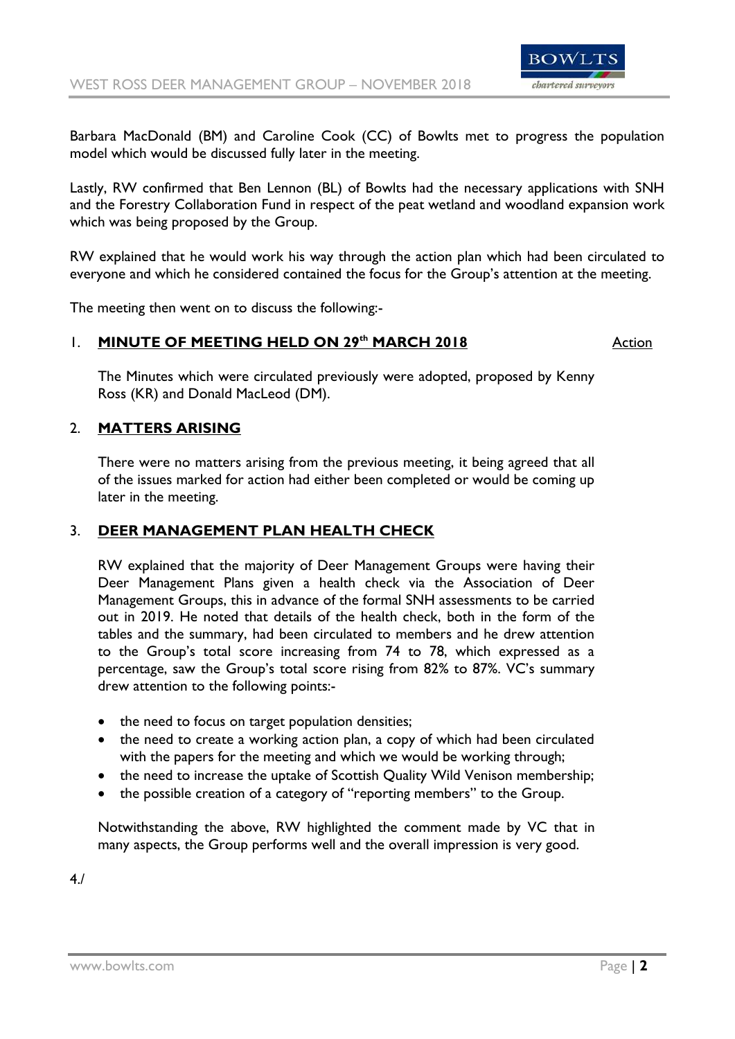Barbara MacDonald (BM) and Caroline Cook (CC) of Bowlts met to progress the population model which would be discussed fully later in the meeting.

Lastly, RW confirmed that Ben Lennon (BL) of Bowlts had the necessary applications with SNH and the Forestry Collaboration Fund in respect of the peat wetland and woodland expansion work which was being proposed by the Group.

RW explained that he would work his way through the action plan which had been circulated to everyone and which he considered contained the focus for the Group's attention at the meeting.

The meeting then went on to discuss the following:-

## 1. MINUTE OF MEETING HELD ON 29th MARCH 2018 — Action

The Minutes which were circulated previously were adopted, proposed by Kenny Ross (KR) and Donald MacLeod (DM).

## 2. MATTERS ARISING

There were no matters arising from the previous meeting, it being agreed that all of the issues marked for action had either been completed or would be coming up later in the meeting.

## 3. DEER MANAGEMENT PLAN HEALTH CHECK

RW explained that the majority of Deer Management Groups were having their Deer Management Plans given a health check via the Association of Deer Management Groups, this in advance of the formal SNH assessments to be carried out in 2019. He noted that details of the health check, both in the form of the tables and the summary, had been circulated to members and he drew attention to the Group's total score increasing from 74 to 78, which expressed as a percentage, saw the Group's total score rising from 82% to 87%. VC's summary drew attention to the following points:-

- the need to focus on target population densities;
- the need to create a working action plan, a copy of which had been circulated with the papers for the meeting and which we would be working through;
- the need to increase the uptake of Scottish Quality Wild Venison membership;
- the possible creation of a category of "reporting members" to the Group.

Notwithstanding the above, RW highlighted the comment made by VC that in many aspects, the Group performs well and the overall impression is very good.

4./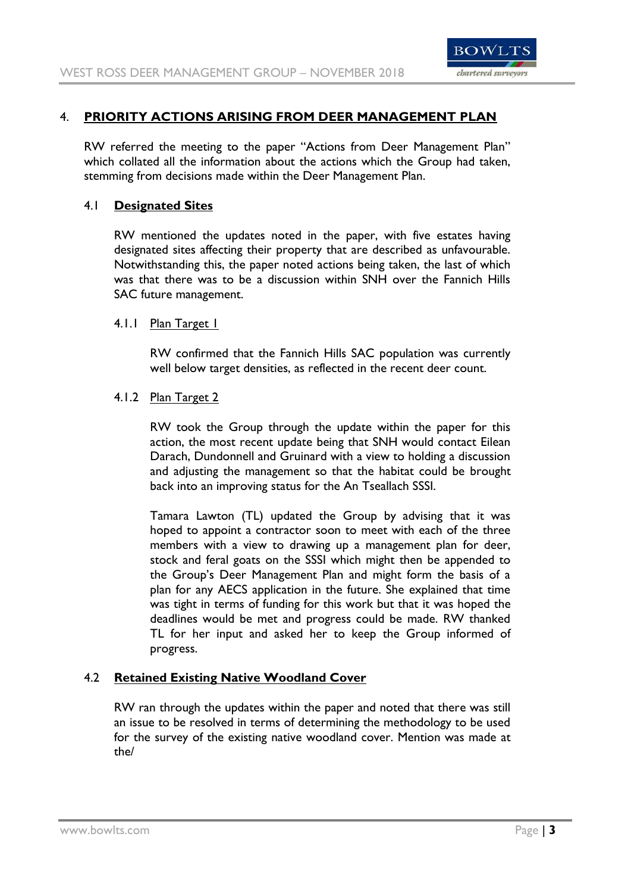## 4. PRIORITY ACTIONS ARISING FROM DEER MANAGEMENT PLAN

RW referred the meeting to the paper "Actions from Deer Management Plan" which collated all the information about the actions which the Group had taken, stemming from decisions made within the Deer Management Plan.

### 4.1 Designated Sites

RW mentioned the updates noted in the paper, with five estates having designated sites affecting their property that are described as unfavourable. Notwithstanding this, the paper noted actions being taken, the last of which was that there was to be a discussion within SNH over the Fannich Hills SAC future management.

#### 4.1.1 Plan Target 1

RW confirmed that the Fannich Hills SAC population was currently well below target densities, as reflected in the recent deer count.

#### 4.1.2 Plan Target 2

RW took the Group through the update within the paper for this action, the most recent update being that SNH would contact Eilean Darach, Dundonnell and Gruinard with a view to holding a discussion and adjusting the management so that the habitat could be brought back into an improving status for the An Tseallach SSSI.

Tamara Lawton (TL) updated the Group by advising that it was hoped to appoint a contractor soon to meet with each of the three members with a view to drawing up a management plan for deer, stock and feral goats on the SSSI which might then be appended to the Group's Deer Management Plan and might form the basis of a plan for any AECS application in the future. She explained that time was tight in terms of funding for this work but that it was hoped the deadlines would be met and progress could be made. RW thanked TL for her input and asked her to keep the Group informed of progress.

### 4.2 Retained Existing Native Woodland Cover

RW ran through the updates within the paper and noted that there was still an issue to be resolved in terms of determining the methodology to be used for the survey of the existing native woodland cover. Mention was made at the/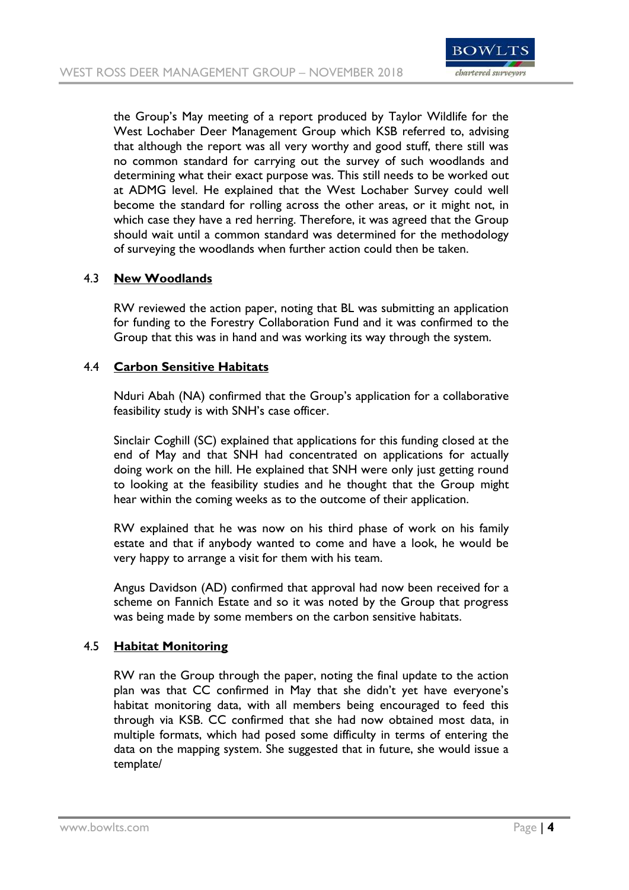the Group's May meeting of a report produced by Taylor Wildlife for the West Lochaber Deer Management Group which KSB referred to, advising that although the report was all very worthy and good stuff, there still was no common standard for carrying out the survey of such woodlands and determining what their exact purpose was. This still needs to be worked out at ADMG level. He explained that the West Lochaber Survey could well become the standard for rolling across the other areas, or it might not, in which case they have a red herring. Therefore, it was agreed that the Group should wait until a common standard was determined for the methodology of surveying the woodlands when further action could then be taken.

### 4.3 New Woodlands

RW reviewed the action paper, noting that BL was submitting an application for funding to the Forestry Collaboration Fund and it was confirmed to the Group that this was in hand and was working its way through the system.

### 4.4 Carbon Sensitive Habitats

Nduri Abah (NA) confirmed that the Group's application for a collaborative feasibility study is with SNH's case officer.

Sinclair Coghill (SC) explained that applications for this funding closed at the end of May and that SNH had concentrated on applications for actually doing work on the hill. He explained that SNH were only just getting round to looking at the feasibility studies and he thought that the Group might hear within the coming weeks as to the outcome of their application.

RW explained that he was now on his third phase of work on his family estate and that if anybody wanted to come and have a look, he would be very happy to arrange a visit for them with his team.

Angus Davidson (AD) confirmed that approval had now been received for a scheme on Fannich Estate and so it was noted by the Group that progress was being made by some members on the carbon sensitive habitats.

### 4.5 Habitat Monitoring

RW ran the Group through the paper, noting the final update to the action plan was that CC confirmed in May that she didn't yet have everyone's habitat monitoring data, with all members being encouraged to feed this through via KSB. CC confirmed that she had now obtained most data, in multiple formats, which had posed some difficulty in terms of entering the data on the mapping system. She suggested that in future, she would issue a template/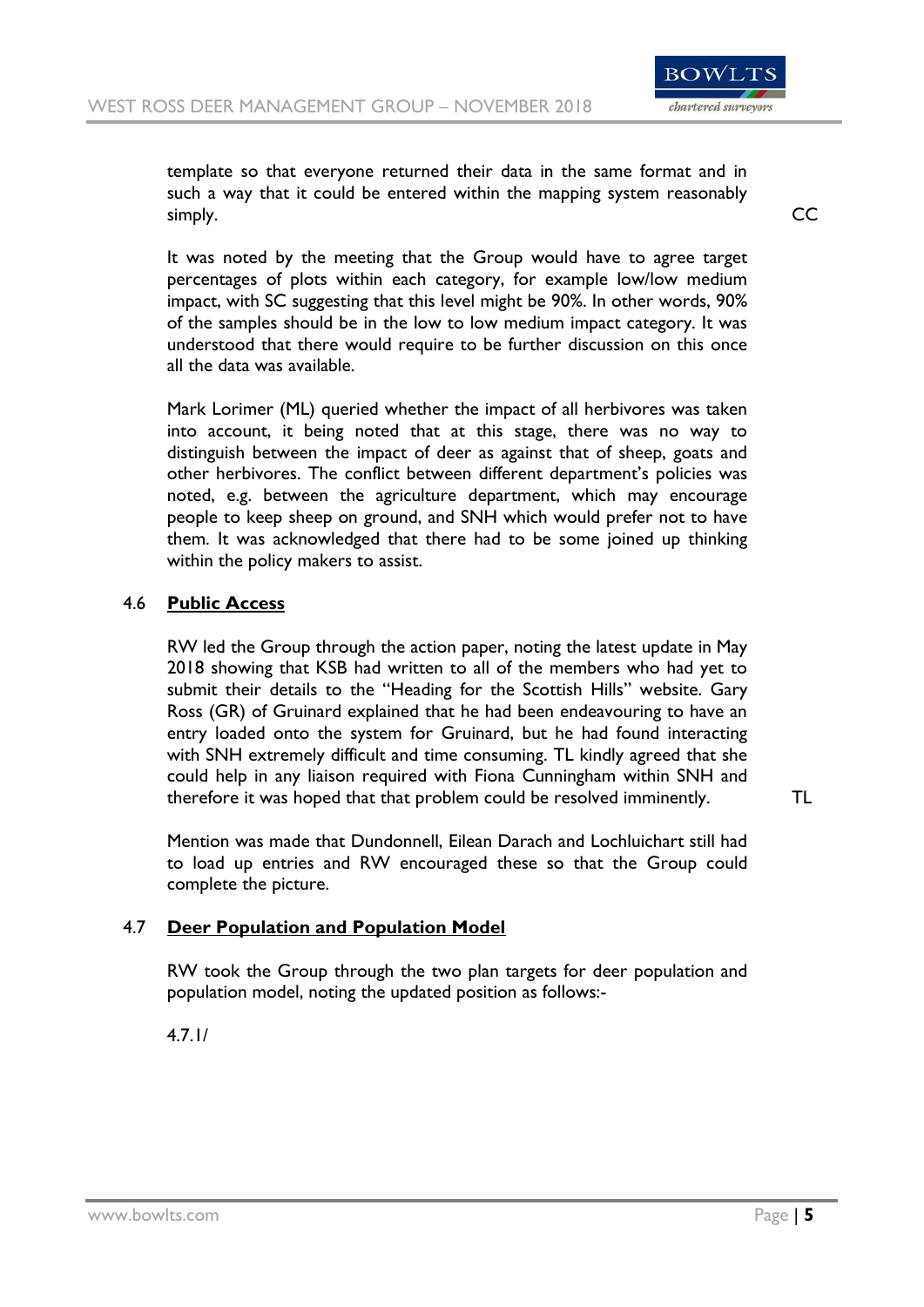template so that everyone returned their data in the same format and in such a way that it could be entered within the mapping system reasonably simply. CC

It was noted by the meeting that the Group would have to agree target percentages of plots within each category, for example low/low medium impact, with SC suggesting that this level might be 90%. In other words, 90% of the samples should be in the low to low medium impact category. It was understood that there would require to be further discussion on this once all the data was available.

Mark Lorimer (ML) queried whether the impact of all herbivores was taken into account, it being noted that at this stage, there was no way to distinguish between the impact of deer as against that of sheep, goats and other herbivores. The conflict between different department's policies was noted, e.g. between the agriculture department, which may encourage people to keep sheep on ground, and SNH which would prefer not to have them. It was acknowledged that there had to be some joined up thinking within the policy makers to assist.

## 4.6 **Public Access**

RW led the Group through the action paper, noting the latest update in May 2018 showing that KSB had written to all of the members who had yet to submit their details to the "Heading for the Scottish Hills" website. Gary Ross (GR) of Gruinard explained that he had been endeavouring to have an entry loaded onto the system for Gruinard, but he had found interacting with SNH extremely difficult and time consuming. TL kindly agreed that she could help in any liaison required with Fiona Cunningham within SNH and therefore it was hoped that that problem could be resolved imminently. TL

Mention was made that Dundonnell, Eilean Darach and Lochluichart still had to load up entries and RW encouraged these so that the Group could complete the picture.

## 4.7 **Deer Population and Population Model**

RW took the Group through the two plan targets for deer population and population model, noting the updated position as follows:-

4.7.1/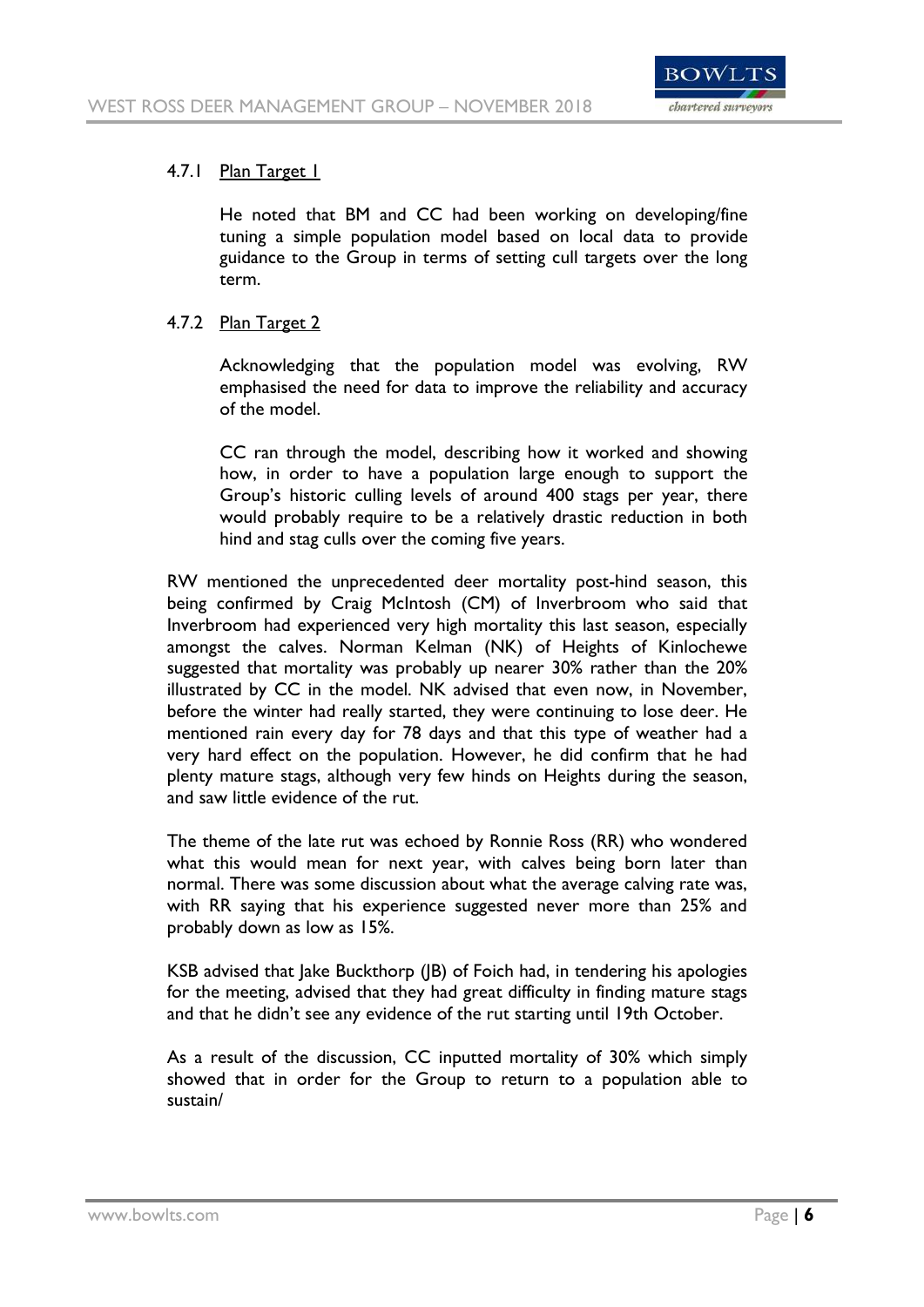4.7.1 Plan Target 1

He noted that BM and CC had been working on developing/fine tuning a simple population model based on local data to provide guidance to the Group in terms of setting cull targets over the long term.

4.7.2 Plan Target 2

Acknowledging that the population model was evolving, RW emphasised the need for data to improve the reliability and accuracy of the model.

CC ran through the model, describing how it worked and showing how, in order to have a population large enough to support the Group's historic culling levels of around 400 stags per year, there would probably require to be a relatively drastic reduction in both hind and stag culls over the coming five years.

RW mentioned the unprecedented deer mortality post-hind season, this being confirmed by Craig McIntosh (CM) of Inverbroom who said that Inverbroom had experienced very high mortality this last season, especially amongst the calves. Norman Kelman (NK) of Heights of Kinlochewe suggested that mortality was probably up nearer 30% rather than the 20% illustrated by CC in the model. NK advised that even now, in November, before the winter had really started, they were continuing to lose deer. He mentioned rain every day for 78 days and that this type of weather had a very hard effect on the population. However, he did confirm that he had plenty mature stags, although very few hinds on Heights during the season, and saw little evidence of the rut.

The theme of the late rut was echoed by Ronnie Ross (RR) who wondered what this would mean for next year, with calves being born later than normal. There was some discussion about what the average calving rate was, with RR saying that his experience suggested never more than 25% and probably down as low as 15%.

KSB advised that Jake Buckthorp (JB) of Foich had, in tendering his apologies for the meeting, advised that they had great difficulty in finding mature stags and that he didn't see any evidence of the rut starting until 19th October.

As a result of the discussion, CC inputted mortality of 30% which simply showed that in order for the Group to return to a population able to sustain/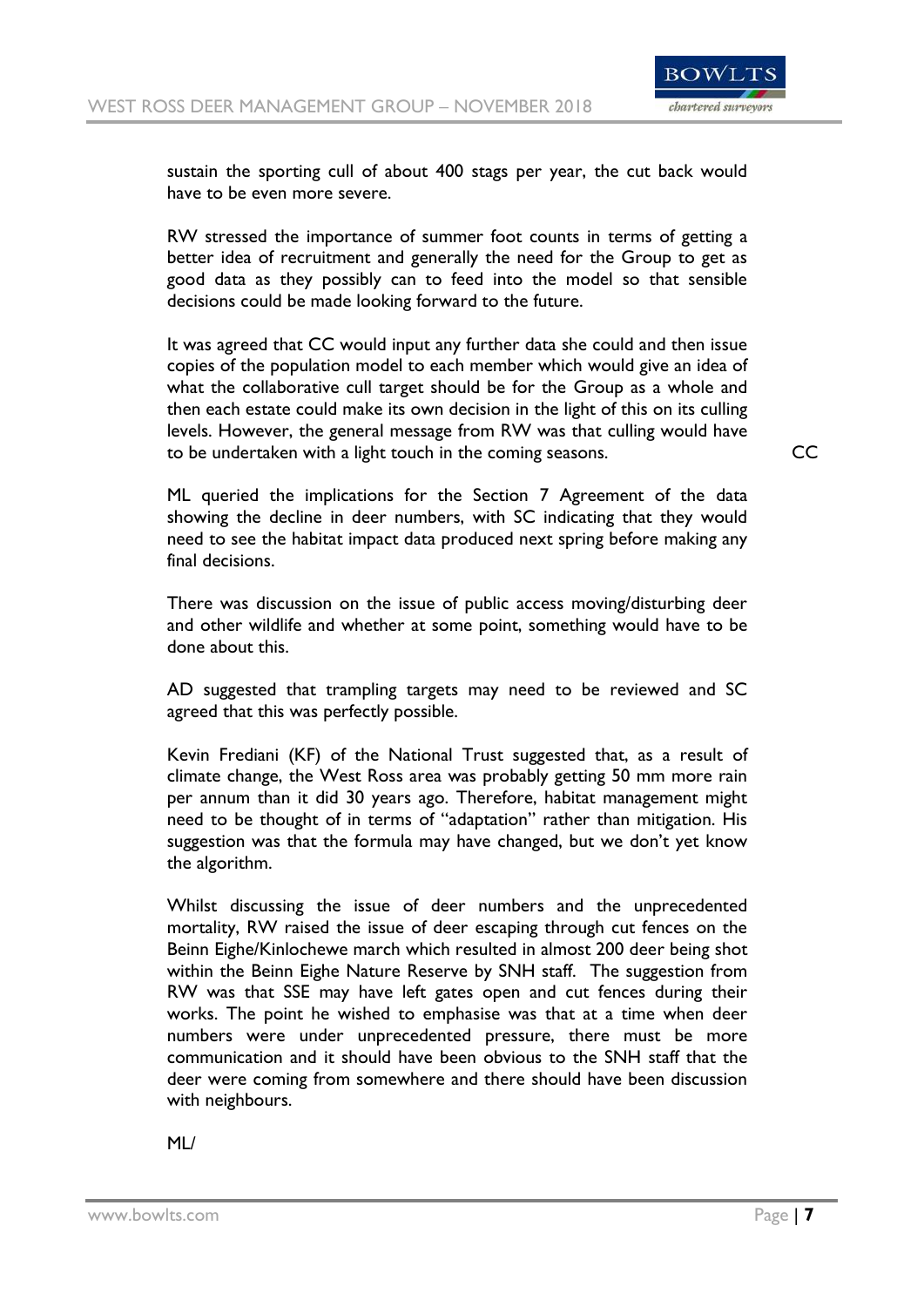sustain the sporting cull of about 400 stags per year, the cut back would have to be even more severe.

RW stressed the importance of summer foot counts in terms of getting a better idea of recruitment and generally the need for the Group to get as good data as they possibly can to feed into the model so that sensible decisions could be made looking forward to the future.

It was agreed that CC would input any further data she could and then issue copies of the population model to each member which would give an idea of what the collaborative cull target should be for the Group as a whole and then each estate could make its own decision in the light of this on its culling levels. However, the general message from RW was that culling would have to be undertaken with a light touch in the coming seasons. CC

ML queried the implications for the Section 7 Agreement of the data showing the decline in deer numbers, with SC indicating that they would need to see the habitat impact data produced next spring before making any final decisions.

There was discussion on the issue of public access moving/disturbing deer and other wildlife and whether at some point, something would have to be done about this.

AD suggested that trampling targets may need to be reviewed and SC agreed that this was perfectly possible.

Kevin Frediani (KF) of the National Trust suggested that, as a result of climate change, the West Ross area was probably getting 50 mm more rain per annum than it did 30 years ago. Therefore, habitat management might need to be thought of in terms of "adaptation" rather than mitigation. His suggestion was that the formula may have changed, but we don't yet know the algorithm.

Whilst discussing the issue of deer numbers and the unprecedented mortality, RW raised the issue of deer escaping through cut fences on the Beinn Eighe/Kinlochewe march which resulted in almost 200 deer being shot within the Beinn Eighe Nature Reserve by SNH staff. The suggestion from RW was that SSE may have left gates open and cut fences during their works. The point he wished to emphasise was that at a time when deer numbers were under unprecedented pressure, there must be more communication and it should have been obvious to the SNH staff that the deer were coming from somewhere and there should have been discussion with neighbours.

ML/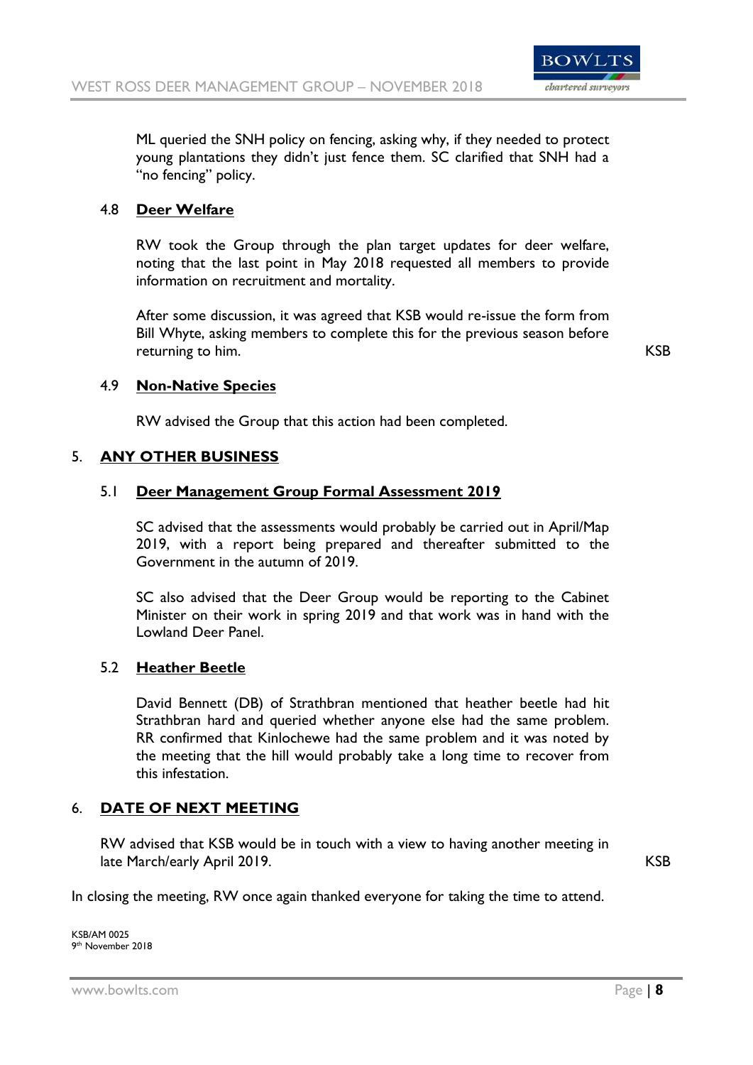ML queried the SNH policy on fencing, asking why, if they needed to protect young plantations they didn't just fence them. SC clarified that SNH had a "no fencing" policy.

### 4.8 **Deer Welfare**

RW took the Group through the plan target updates for deer welfare, noting that the last point in May 2018 requested all members to provide information on recruitment and mortality.

After some discussion, it was agreed that KSB would re-issue the form from Bill Whyte, asking members to complete this for the previous season before returning to him. KSB

### 4.9 **Non-Native Species**

RW advised the Group that this action had been completed.

## 5. **ANY OTHER BUSINESS**

### 5.1 **Deer Management Group Formal Assessment 2019**

SC advised that the assessments would probably be carried out in April/Map 2019, with a report being prepared and thereafter submitted to the Government in the autumn of 2019.

SC also advised that the Deer Group would be reporting to the Cabinet Minister on their work in spring 2019 and that work was in hand with the Lowland Deer Panel.

### 5.2 **Heather Beetle**

David Bennett (DB) of Strathbran mentioned that heather beetle had hit Strathbran hard and queried whether anyone else had the same problem. RR confirmed that Kinlochewe had the same problem and it was noted by the meeting that the hill would probably take a long time to recover from this infestation.

## 6. **DATE OF NEXT MEETING**

RW advised that KSB would be in touch with a view to having another meeting in late March/early April 2019. KSB

In closing the meeting, RW once again thanked everyone for taking the time to attend.

KSB/AM 0025
9th November 2018